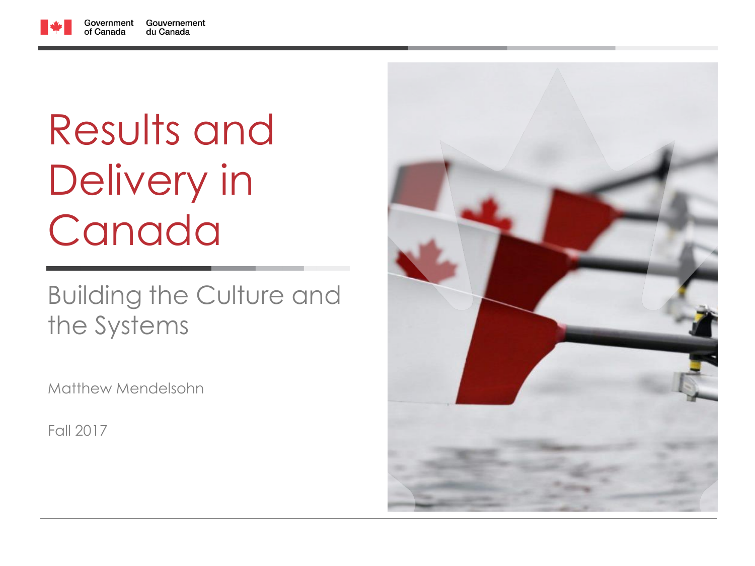Government of Canada | Gouvernement du Canada

# Results and Delivery in Canada

## Building the Culture and the Systems

Matthew Mendelsohn

Fall 2017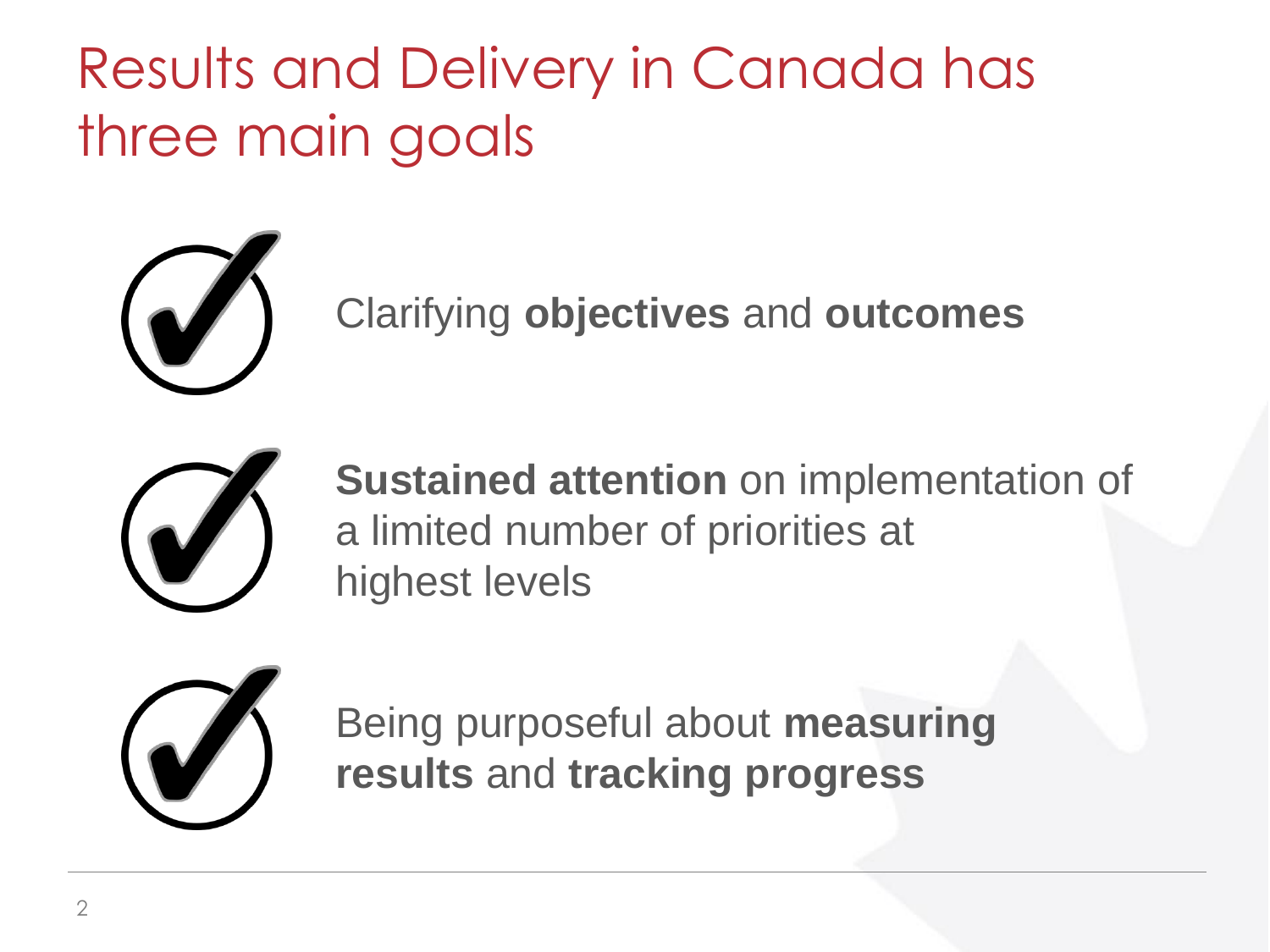# Results and Delivery in Canada has three main goals

- Clarifying **objectives** and **outcomes**
- **Sustained attention** on implementation of a limited number of priorities at highest levels
- Being purposeful about **measuring results** and **tracking progress**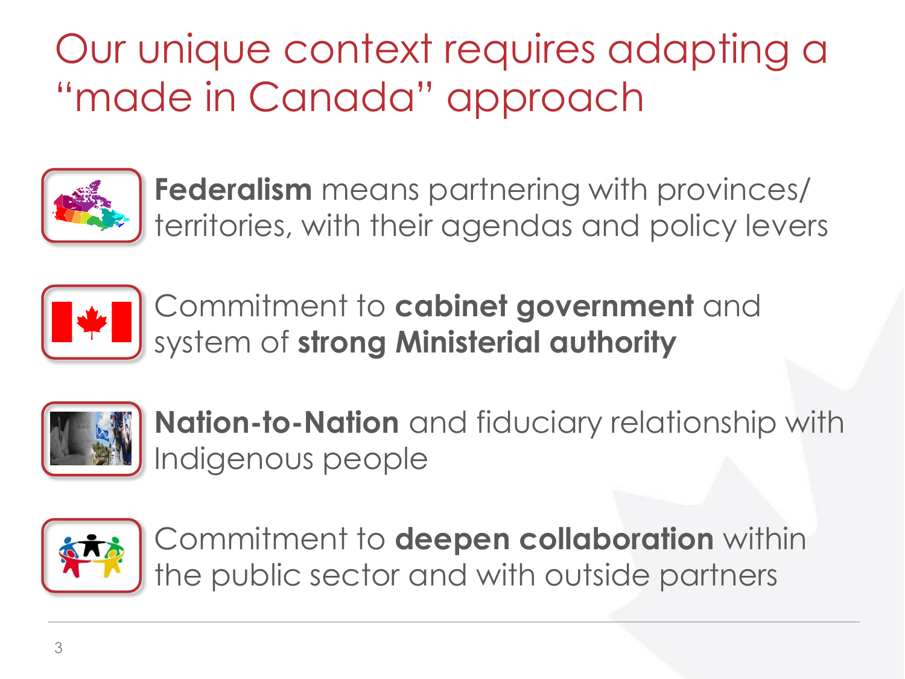# Our unique context requires adapting a "made in Canada" approach

- **Federalism** means partnering with provinces/ territories, with their agendas and policy levers
- Commitment to **cabinet government** and system of **strong Ministerial authority**
- **Nation-to-Nation** and fiduciary relationship with Indigenous people
- Commitment to **deepen collaboration** within the public sector and with outside partners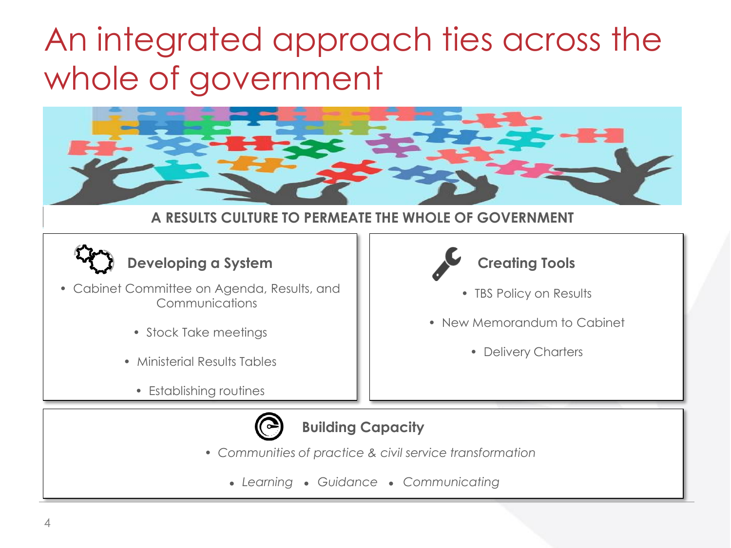# An integrated approach ties across the whole of government

**A RESULTS CULTURE TO PERMEATE THE WHOLE OF GOVERNMENT**

### Developing a System

- Cabinet Committee on Agenda, Results, and Communications
- Stock Take meetings
- Ministerial Results Tables
- Establishing routines

### Creating Tools

- TBS Policy on Results
- New Memorandum to Cabinet
- Delivery Charters

### Building Capacity

- *Communities of practice & civil service transformation*
- *Learning*
- *Guidance*
- *Communicating*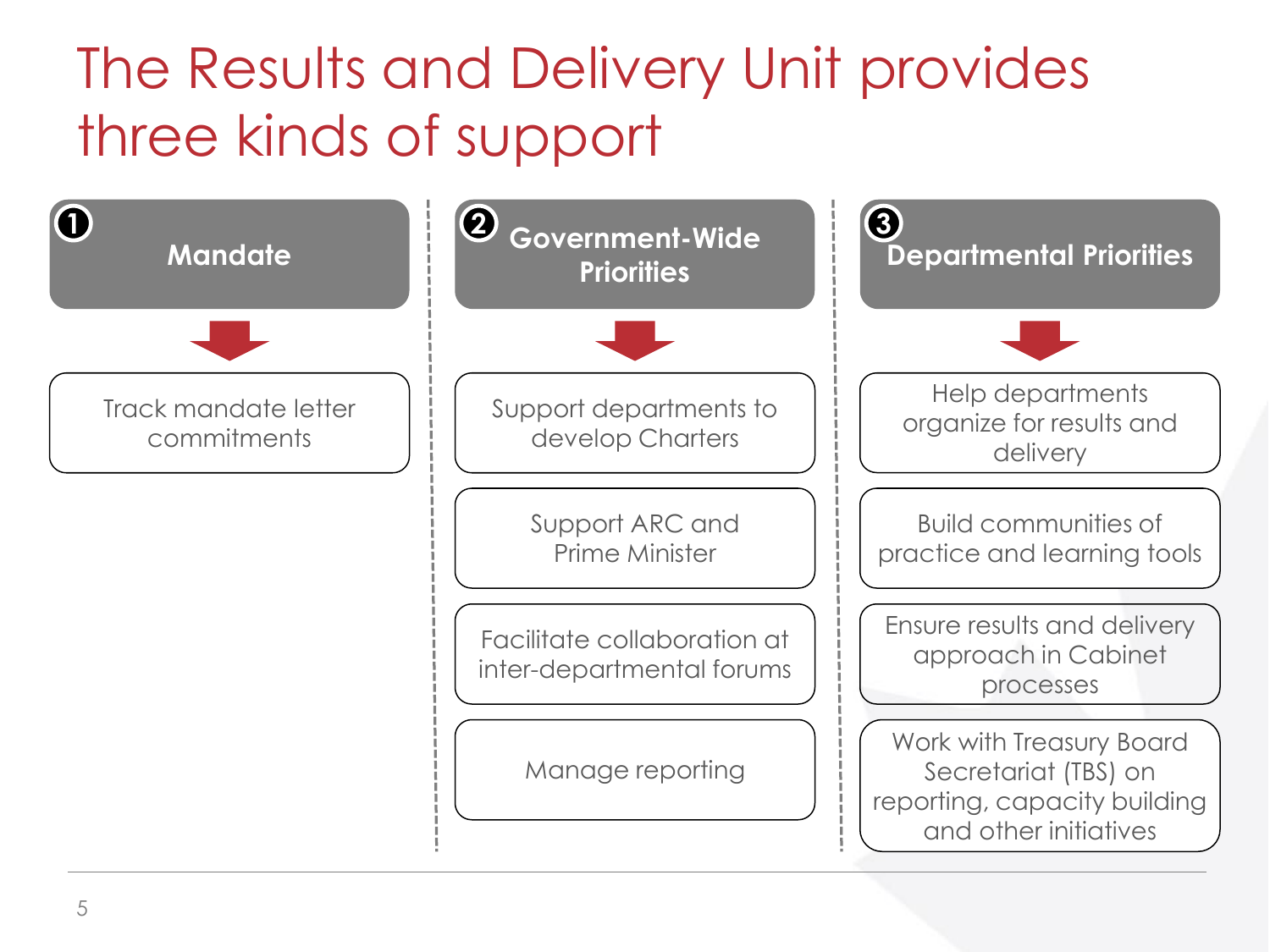# The Results and Delivery Unit provides three kinds of support

## 1 Mandate

- Track mandate letter commitments

## 2 Government-Wide Priorities

- Support departments to develop Charters
- Support ARC and Prime Minister
- Facilitate collaboration at inter-departmental forums
- Manage reporting

## 3 Departmental Priorities

- Help departments organize for results and delivery
- Build communities of practice and learning tools
- Ensure results and delivery approach in Cabinet processes
- Work with Treasury Board Secretariat (TBS) on reporting, capacity building and other initiatives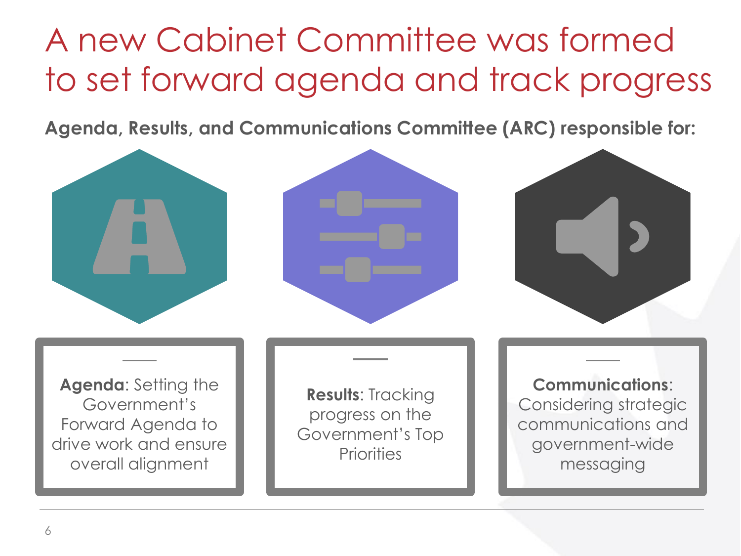# A new Cabinet Committee was formed to set forward agenda and track progress

**Agenda, Results, and Communications Committee (ARC) responsible for:**

**Agenda**: Setting the Government's Forward Agenda to drive work and ensure overall alignment

**Results**: Tracking progress on the Government's Top Priorities

**Communications**: Considering strategic communications and government-wide messaging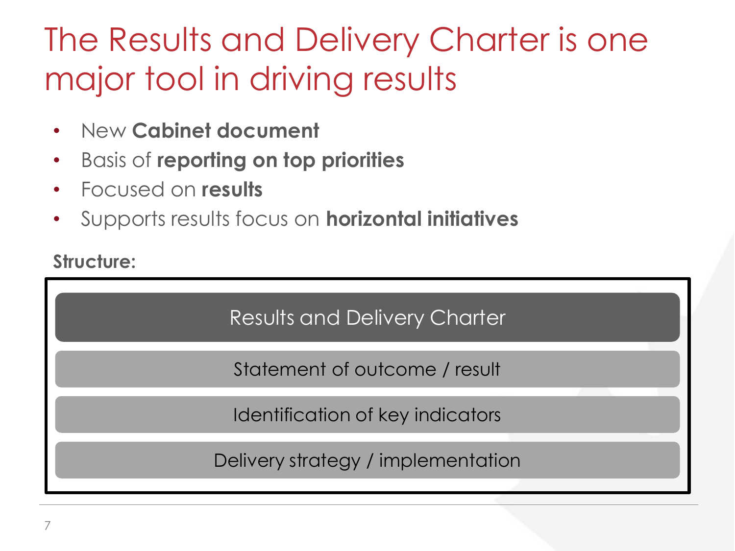# The Results and Delivery Charter is one major tool in driving results

- New **Cabinet document**
- Basis of **reporting on top priorities**
- Focused on **results**
- Supports results focus on **horizontal initiatives**

**Structure:**

- Results and Delivery Charter
  - Statement of outcome / result
  - Identification of key indicators
  - Delivery strategy / implementation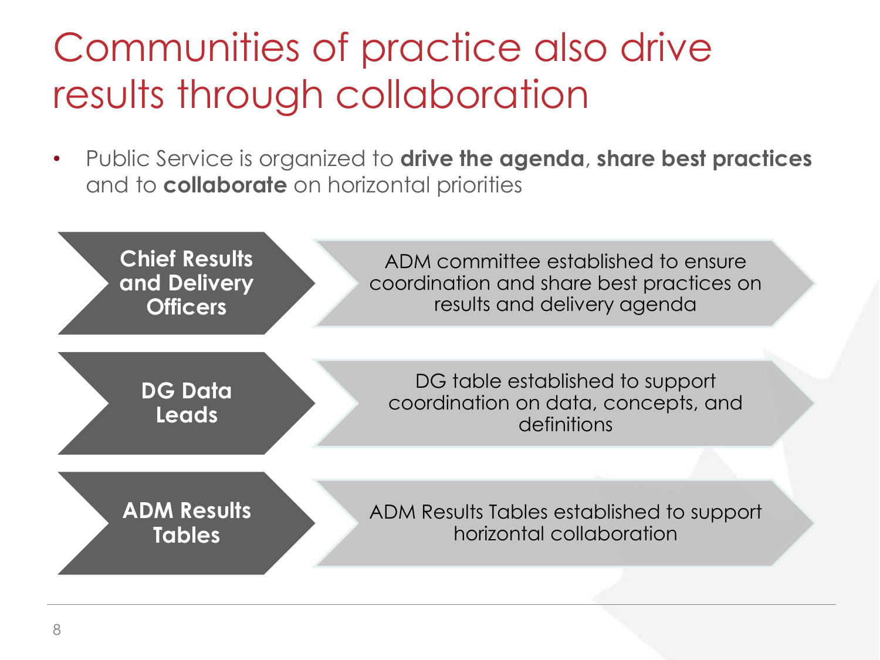# Communities of practice also drive results through collaboration

- Public Service is organized to **drive the agenda**, **share best practices** and to **collaborate** on horizontal priorities

| | |
|---|---|
| **Chief Results and Delivery Officers** | ADM committee established to ensure coordination and share best practices on results and delivery agenda |
| **DG Data Leads** | DG table established to support coordination on data, concepts, and definitions |
| **ADM Results Tables** | ADM Results Tables established to support horizontal collaboration |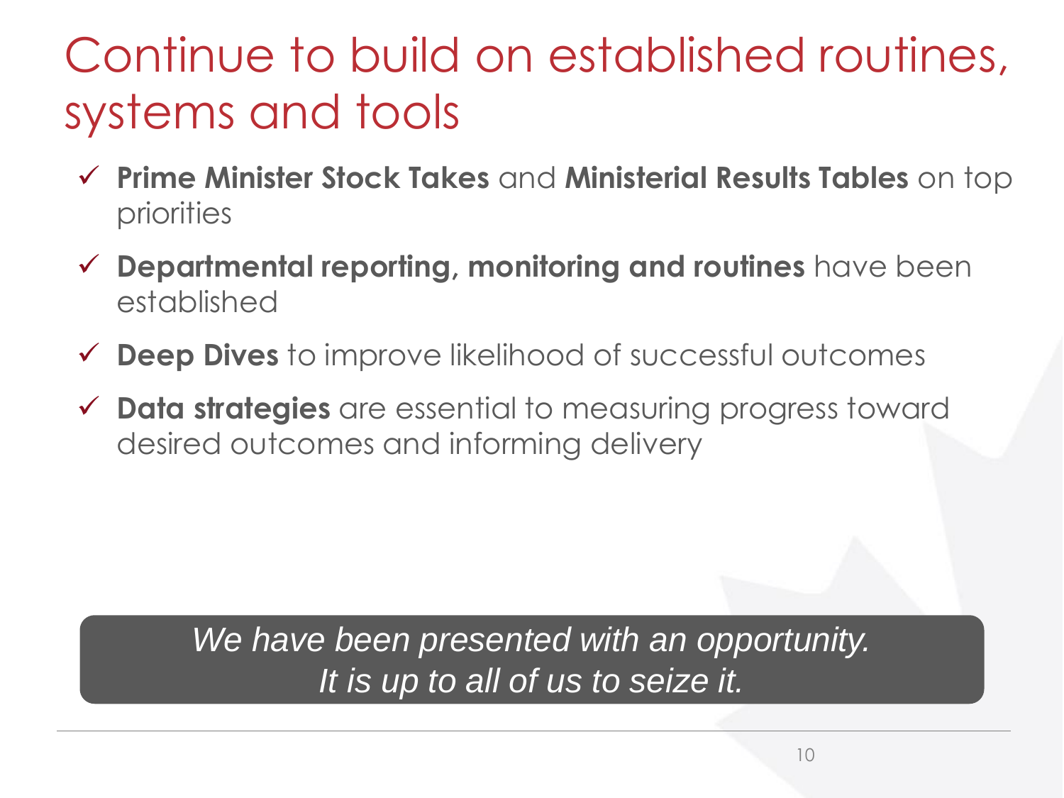# Continue to build on established routines, systems and tools

- ✓ **Prime Minister Stock Takes** and **Ministerial Results Tables** on top priorities
- ✓ **Departmental reporting, monitoring and routines** have been established
- ✓ **Deep Dives** to improve likelihood of successful outcomes
- ✓ **Data strategies** are essential to measuring progress toward desired outcomes and informing delivery

*We have been presented with an opportunity.*
*It is up to all of us to seize it.*